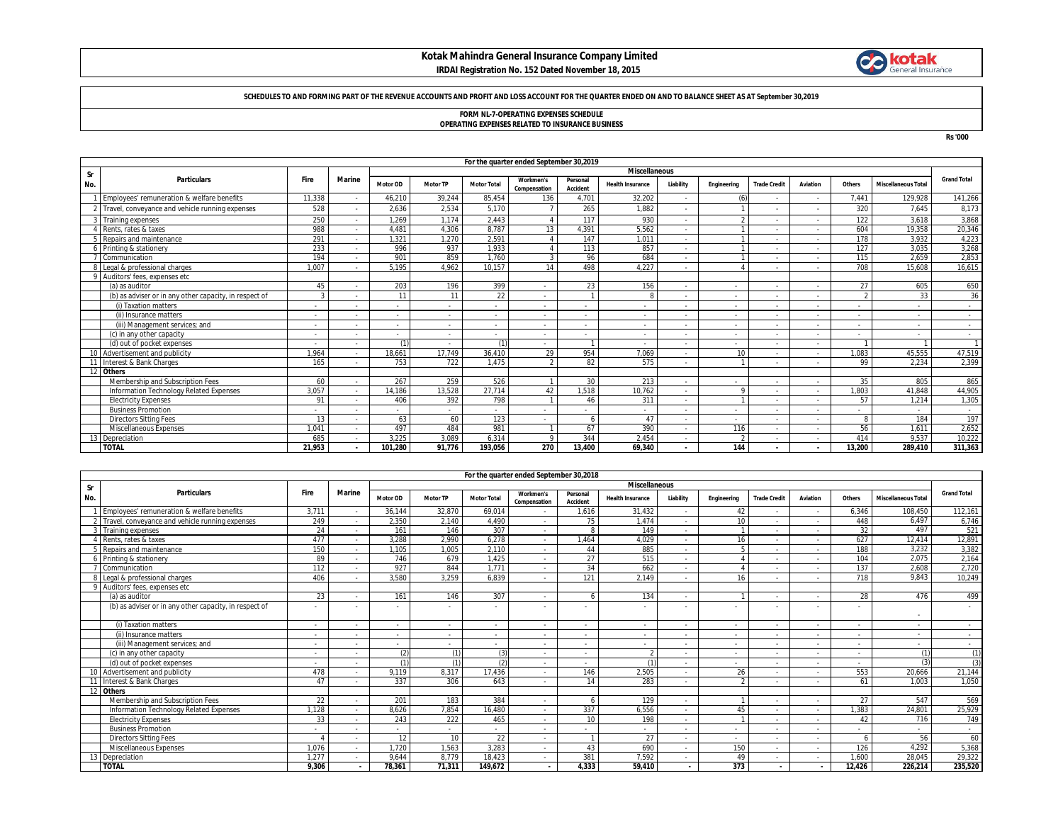# Kotak Mahindra General Insurance Company Limited

**IRDAI Registration No. 152 Dated November 18, 2015**

**SCHEDULES TO AND FORMING PART OF THE REVENUE ACCOUNTS AND PROFIT AND LOSS ACCOUNT FOR THE QUARTER ENDED ON AND TO BALANCE SHEET AS AT September 30,2019**

**FORM NL-7-OPERATING EXPENSES SCHEDULE**
**OPERATING EXPENSES RELATED TO INSURANCE BUSINESS**

Rs '000

| Sr No. | Particulars | Fire | Marine | For the quarter ended September 30,2019 | | | | | | | | | | | | | Grand Total |
|---|---|---|---|---|---|---|---|---|---|---|---|---|---|---|---|---|---|
| | | | | Miscellaneous | | | | | | | | | | | | | |
| | | | | Motor OD | Motor TP | Motor Total | Workmen's Compensation | Personal Accident | Health Insurance | Liability | Engineering | Trade Credit | Aviation | Others | Miscellaneous Total | | |
| 1 | Employees' remuneration & welfare benefits | 11,338 | - | 46,210 | 39,244 | 85,454 | 136 | 4,701 | 32,202 | - | (6) | - | - | 7,441 | 129,928 | | 141,266 |
| 2 | Travel, conveyance and vehicle running expenses | 528 | - | 2,636 | 2,534 | 5,170 | 7 | 265 | 1,882 | - | 1 | - | - | 320 | 7,645 | | 8,173 |
| 3 | Training expenses | 250 | - | 1,269 | 1,174 | 2,443 | 4 | 117 | 930 | - | 2 | - | - | 122 | 3,618 | | 3,868 |
| 4 | Rents, rates & taxes | 988 | - | 4,481 | 4,306 | 8,787 | 13 | 4,391 | 5,562 | - | 1 | - | - | 604 | 19,358 | | 20,346 |
| 5 | Repairs and maintenance | 291 | - | 1,321 | 1,270 | 2,591 | 4 | 147 | 1,011 | - | 1 | - | - | 178 | 3,932 | | 4,223 |
| 6 | Printing & stationery | 233 | - | 996 | 937 | 1,933 | 4 | 113 | 857 | - | 1 | - | - | 127 | 3,035 | | 3,268 |
| 7 | Communication | 194 | - | 901 | 859 | 1,760 | 3 | 96 | 684 | - | 1 | - | - | 115 | 2,659 | | 2,853 |
| 8 | Legal & professional charges | 1,007 | - | 5,195 | 4,962 | 10,157 | 14 | 498 | 4,227 | - | 4 | - | - | 708 | 15,608 | | 16,615 |
| 9 | Auditors' fees, expenses etc | | | | | | | | | | | | | | | | |
| | (a) as auditor | 45 | - | 203 | 196 | 399 | - | 23 | 156 | - | - | - | - | 27 | 605 | | 650 |
| | (b) as adviser or in any other capacity, in respect of | 3 | - | 11 | 11 | 22 | - | 1 | 8 | - | - | - | - | 2 | 33 | | 36 |
| | (i) Taxation matters | - | - | - | - | - | - | - | - | - | - | - | - | - | - | | - |
| | (ii) Insurance matters | - | - | - | - | - | - | - | - | - | - | - | - | - | - | | - |
| | (iii) Management services; and | - | - | - | - | - | - | - | - | - | - | - | - | - | - | | - |
| | (c) in any other capacity | - | - | - | - | - | - | - | - | - | - | - | - | - | - | | - |
| | (d) out of pocket expenses | - | - | (1) | - | (1) | - | 1 | - | - | - | - | - | 1 | 1 | | 1 |
| 10 | Advertisement and publicity | 1,964 | - | 18,661 | 17,749 | 36,410 | 29 | 954 | 7,069 | - | 10 | - | - | 1,083 | 45,555 | | 47,519 |
| 11 | Interest & Bank Charges | 165 | - | 753 | 722 | 1,475 | 2 | 82 | 575 | - | 1 | - | - | 99 | 2,234 | | 2,399 |
| 12 | **Others** | | | | | | | | | | | | | | | | |
| | Membership and Subscription Fees | 60 | - | 267 | 259 | 526 | 1 | 30 | 213 | - | - | - | - | 35 | 805 | | 865 |
| | Information Technology Related Expenses | 3,057 | - | 14,186 | 13,528 | 27,714 | 42 | 1,518 | 10,762 | - | 9 | - | - | 1,803 | 41,848 | | 44,905 |
| | Electricity Expenses | 91 | - | 406 | 392 | 798 | 1 | 46 | 311 | - | 1 | - | - | 57 | 1,214 | | 1,305 |
| | Business Promotion | - | - | - | - | - | - | - | - | - | - | - | - | - | - | | - |
| | Directors Sitting Fees | 13 | - | 63 | 60 | 123 | - | 6 | 47 | - | - | - | - | 8 | 184 | | 197 |
| | Miscellaneous Expenses | 1,041 | - | 497 | 484 | 981 | 1 | 67 | 390 | - | 116 | - | - | 56 | 1,611 | | 2,652 |
| 13 | Depreciation | 685 | - | 3,225 | 3,089 | 6,314 | 9 | 344 | 2,454 | - | 2 | - | - | 414 | 9,537 | | 10,222 |
| | **TOTAL** | **21,953** | **-** | **101,280** | **91,776** | **193,056** | **270** | **13,400** | **69,340** | **-** | **144** | **-** | **-** | **13,200** | **289,410** | | **311,363** |

| Sr No. | Particulars | Fire | Marine | For the quarter ended September 30,2018 | | | | | | | | | | | | | Grand Total |
|---|---|---|---|---|---|---|---|---|---|---|---|---|---|---|---|---|---|
| | | | | Miscellaneous | | | | | | | | | | | | | |
| | | | | Motor OD | Motor TP | Motor Total | Workmen's Compensation | Personal Accident | Health Insurance | Liability | Engineering | Trade Credit | Aviation | Others | Miscellaneous Total | | |
| 1 | Employees' remuneration & welfare benefits | 3,711 | - | 36,144 | 32,870 | 69,014 | - | 1,616 | 31,432 | - | 42 | - | - | 6,346 | 108,450 | | 112,161 |
| 2 | Travel, conveyance and vehicle running expenses | 249 | - | 2,350 | 2,140 | 4,490 | - | 75 | 1,474 | - | 10 | - | - | 448 | 6,497 | | 6,746 |
| 3 | Training expenses | 24 | - | 161 | 146 | 307 | - | 8 | 149 | - | 1 | - | - | 32 | 497 | | 521 |
| 4 | Rents, rates & taxes | 477 | - | 3,288 | 2,990 | 6,278 | - | 1,464 | 4,029 | - | 16 | - | - | 627 | 12,414 | | 12,891 |
| 5 | Repairs and maintenance | 150 | - | 1,105 | 1,005 | 2,110 | - | 44 | 885 | - | 5 | - | - | 188 | 3,232 | | 3,382 |
| 6 | Printing & stationery | 89 | - | 746 | 679 | 1,425 | - | 27 | 515 | - | 4 | - | - | 104 | 2,075 | | 2,164 |
| 7 | Communication | 112 | - | 927 | 844 | 1,771 | - | 34 | 662 | - | 4 | - | - | 137 | 2,608 | | 2,720 |
| 8 | Legal & professional charges | 406 | - | 3,580 | 3,259 | 6,839 | - | 121 | 2,149 | - | 16 | - | - | 718 | 9,843 | | 10,249 |
| 9 | Auditors' fees, expenses etc | | | | | | | | | | | | | | | | |
| | (a) as auditor | 23 | - | 161 | 146 | 307 | - | 6 | 134 | - | 1 | - | - | 28 | 476 | | 499 |
| | (b) as adviser or in any other capacity, in respect of | - | - | - | - | - | - | - | - | - | - | - | - | - | - | | - |
| | (i) Taxation matters | - | - | - | - | - | - | - | - | - | - | - | - | - | - | | - |
| | (ii) Insurance matters | - | - | - | - | - | - | - | - | - | - | - | - | - | - | | - |
| | (iii) Management services; and | - | - | - | - | - | - | - | - | - | - | - | - | - | - | | - |
| | (c) in any other capacity | - | - | (2) | (1) | (3) | - | - | 2 | - | - | - | - | - | (1) | | (1) |
| | (d) out of pocket expenses | - | - | (1) | (1) | (2) | - | - | (1) | - | - | - | - | - | (3) | | (3) |
| 10 | Advertisement and publicity | 478 | - | 9,119 | 8,317 | 17,436 | - | 146 | 2,505 | - | 26 | - | - | 553 | 20,666 | | 21,144 |
| 11 | Interest & Bank Charges | 47 | - | 337 | 306 | 643 | - | 14 | 283 | - | 2 | - | - | 61 | 1,003 | | 1,050 |
| 12 | **Others** | | | | | | | | | | | | | | | | |
| | Membership and Subscription Fees | 22 | - | 201 | 183 | 384 | - | 6 | 129 | - | 1 | - | - | 27 | 547 | | 569 |
| | Information Technology Related Expenses | 1,128 | - | 8,626 | 7,854 | 16,480 | - | 337 | 6,556 | - | 45 | - | - | 1,383 | 24,801 | | 25,929 |
| | Electricity Expenses | 33 | - | 243 | 222 | 465 | - | 10 | 198 | - | 1 | - | - | 42 | 716 | | 749 |
| | Business Promotion | - | - | - | - | - | - | - | - | - | - | - | - | - | - | | - |
| | Directors Sitting Fees | 4 | - | 12 | 10 | 22 | - | 1 | 27 | - | - | - | - | 6 | 56 | | 60 |
| | Miscellaneous Expenses | 1,076 | - | 1,720 | 1,563 | 3,283 | - | 43 | 690 | - | 150 | - | - | 126 | 4,292 | | 5,368 |
| 13 | Depreciation | 1,277 | - | 9,644 | 8,779 | 18,423 | - | 381 | 7,592 | - | 49 | - | - | 1,600 | 28,045 | | 29,322 |
| | **TOTAL** | **9,306** | **-** | **78,361** | **71,311** | **149,672** | **-** | **4,333** | **59,410** | **-** | **373** | **-** | **-** | **12,426** | **226,214** | | **235,520** |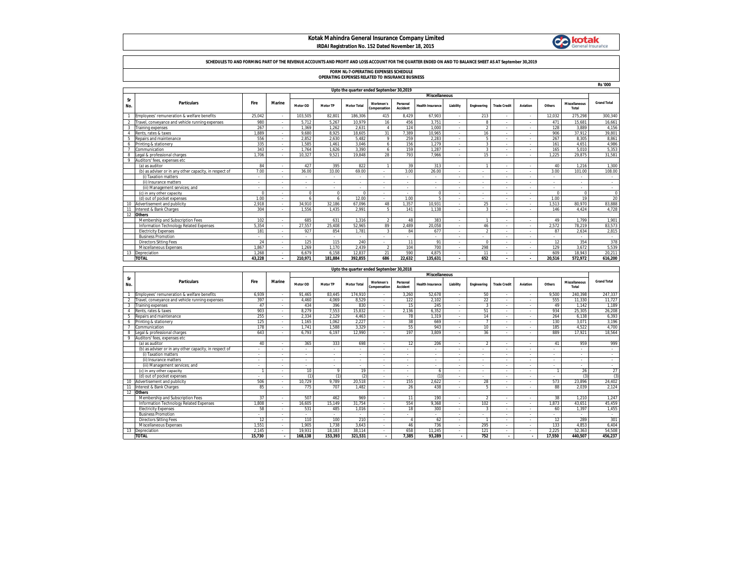# Kotak Mahindra General Insurance Company Limited

**IRDAI Registration No. 152 Dated November 18, 2015**

**SCHEDULES TO AND FORMING PART OF THE REVENUE ACCOUNTS AND PROFIT AND LOSS ACCOUNT FOR THE QUARTER ENDED ON AND TO BALANCE SHEET AS AT September 30,2019**

**FORM NL-7-OPERATING EXPENSES SCHEDULE**
**OPERATING EXPENSES RELATED TO INSURANCE BUSINESS**

Rs '000

**Upto the quarter ended September 30,2019**

| Sr No. | Particulars | Fire | Marine | Miscellaneous | | | | | | | | | | | | Grand Total |
|---|---|---|---|---|---|---|---|---|---|---|---|---|---|---|---|---|
| | | | | Motor OD | Motor TP | Motor Total | Workmen's Compensation | Personal Accident | Health Insurance | Liability | Engineering | Trade Credit | Aviation | Others | Miscellaneous Total | |
| 1 | Employees' remuneration & welfare benefits | 25,042 | - | 103,505 | 82,801 | 186,306 | 415 | 8,429 | 67,903 | - | 213 | - | - | 12,032 | 275,298 | 300,340 |
| 2 | Travel, conveyance and vehicle running expenses | 980 | - | 5,712 | 5,267 | 10,979 | 16 | 456 | 3,751 | - | 8 | - | - | 471 | 15,681 | 16,661 |
| 3 | Training expenses | 267 | - | 1,369 | 1,262 | 2,631 | 4 | 124 | 1,000 | - | 2 | - | - | 128 | 3,889 | 4,156 |
| 4 | Rents, rates & taxes | 1,889 | - | 9,680 | 8,925 | 18,605 | 31 | 7,389 | 10,965 | - | 16 | - | - | 906 | 37,912 | 39,801 |
| 5 | Repairs and maintenance | 556 | - | 2,852 | 2,630 | 5,482 | 9 | 259 | 2,283 | - | 5 | - | - | 267 | 8,305 | 8,861 |
| 6 | Printing & stationery | 335 | - | 1,585 | 1,461 | 3,046 | 6 | 156 | 1,279 | - | 3 | - | - | 161 | 4,651 | 4,986 |
| 7 | Communication | 343 | - | 1,764 | 1,626 | 3,390 | 6 | 159 | 1,287 | - | 3 | - | - | 165 | 5,010 | 5,353 |
| 8 | Legal & professional charges | 1,706 | - | 10,327 | 9,521 | 19,848 | 28 | 793 | 7,966 | - | 15 | - | - | 1,225 | 29,875 | 31,581 |
| 9 | Auditors' fees, expenses etc | | | | | | | | | | | | | | | |
| | (a) as auditor | 84 | - | 427 | 395 | 822 | 1 | 39 | 313 | - | 1 | - | - | 40 | 1,216 | 1,300 |
| | (b) as adviser or in any other capacity, in respect of | 7.00 | - | 36.00 | 33.00 | 69.00 | - | 3.00 | 26.00 | - | - | - | - | 3.00 | 101.00 | 108.00 |
| | (i) Taxation matters | - | - | - | - | - | - | - | - | - | - | - | - | - | - | - |
| | (ii) Insurance matters | - | - | - | - | - | - | - | - | - | - | - | - | - | - | - |
| | (iii) Management services; and | - | - | - | - | - | - | - | - | - | - | - | - | - | - | - |
| | (c) in any other capacity | 0 | - | 0 | 0 | 0 | - | - | 0 | - | - | - | - | 0 | 0 | 0 |
| | (d) out of pocket expenses | 1.00 | - | 6 | 6 | 12.00 | - | 1.00 | 5 | - | - | - | - | 1.00 | 19 | 20 |
| 10 | Advertisement and publicity | 2,918 | - | 34,910 | 32,186 | 67,096 | 48 | 1,357 | 10,931 | - | 25 | - | - | 1,513 | 80,970 | 83,888 |
| 11 | Interest & Bank Charges | 304 | - | 1,556 | 1,435 | 2,991 | 5 | 141 | 1,138 | - | 3 | - | - | 146 | 4,424 | 4,728 |
| 12 | **Others** | | | | | | | | | | | | | | | |
| | Membership and Subscription Fees | 102 | - | 685 | 631 | 1,316 | 2 | 48 | 383 | - | 1 | - | - | 49 | 1,799 | 1,901 |
| | Information Technology Related Expenses | 5,354 | - | 27,557 | 25,408 | 52,965 | 89 | 2,489 | 20,058 | - | 46 | - | - | 2,572 | 78,219 | 83,573 |
| | Electricity Expenses | 181 | - | 927 | 854 | 1,781 | 3 | 84 | 677 | - | 2 | - | - | 87 | 2,634 | 2,815 |
| | Business Promotion | - | - | - | - | - | - | - | - | - | - | - | - | - | - | - |
| | Directors Sitting Fees | 24 | - | 125 | 115 | 240 | - | 11 | 91 | - | 0 | - | - | 12 | 354 | 378 |
| | Miscellaneous Expenses | 1,867 | - | 1,269 | 1,170 | 2,439 | 2 | 104 | 700 | - | 298 | - | - | 129 | 3,672 | 5,539 |
| 13 | Depreciation | 1,268 | - | 6,679 | 6,158 | 12,837 | 21 | 590 | 4,875 | - | 11 | - | - | 609 | 18,943 | 20,211 |
| | **TOTAL** | **43,228** | **-** | **210,971** | **181,884** | **392,855** | **686** | **22,632** | **135,631** | **-** | **652** | **-** | **-** | **20,516** | **572,972** | **616,200** |

**Upto the quarter ended September 30,2018**

| Sr No. | Particulars | Fire | Marine | Miscellaneous | | | | | | | | | | | | Grand Total |
|---|---|---|---|---|---|---|---|---|---|---|---|---|---|---|---|---|
| | | | | Motor OD | Motor TP | Motor Total | Workmen's Compensation | Personal Accident | Health Insurance | Liability | Engineering | Trade Credit | Aviation | Others | Miscellaneous Total | |
| 1 | Employees' remuneration & welfare benefits | 6,939 | - | 91,465 | 83,445 | 174,910 | - | 3,260 | 52,678 | - | 50 | - | - | 9,500 | 240,398 | 247,337 |
| 2 | Travel, conveyance and vehicle running expenses | 397 | - | 4,460 | 4,069 | 8,529 | - | 122 | 2,102 | - | 22 | - | - | 555 | 11,330 | 11,727 |
| 3 | Training expenses | 47 | - | 434 | 396 | 830 | - | 15 | 245 | - | 3 | - | - | 49 | 1,142 | 1,189 |
| 4 | Rents, rates & taxes | 903 | - | 8,279 | 7,553 | 15,832 | - | 2,136 | 6,352 | - | 51 | - | - | 934 | 25,305 | 26,208 |
| 5 | Repairs and maintenance | 255 | - | 2,334 | 2,129 | 4,463 | - | 78 | 1,319 | - | 14 | - | - | 264 | 6,138 | 6,393 |
| 6 | Printing & stationery | 125 | - | 1,165 | 1,062 | 2,227 | - | 38 | 669 | - | 7 | - | - | 130 | 3,071 | 3,196 |
| 7 | Communication | 178 | - | 1,741 | 1,588 | 3,329 | - | 55 | 943 | - | 10 | - | - | 185 | 4,522 | 4,700 |
| 8 | Legal & professional charges | 643 | - | 6,793 | 6,197 | 12,990 | - | 197 | 3,809 | - | 36 | - | - | 889 | 17,921 | 18,564 |
| 9 | Auditors' fees, expenses etc | | | | | | | | | | | | | | | |
| | (a) as auditor | 40 | - | 365 | 333 | 698 | - | 12 | 206 | - | 2 | - | - | 41 | 959 | 999 |
| | (b) as adviser or in any other capacity, in respect of | - | - | - | - | - | - | - | - | - | - | - | - | - | - | - |
| | (i) Taxation matters | - | - | - | - | - | - | - | - | - | - | - | - | - | - | - |
| | (ii) Insurance matters | - | - | - | - | - | - | - | - | - | - | - | - | - | - | - |
| | (iii) Management services; and | - | - | - | - | - | - | - | - | - | - | - | - | - | - | - |
| | (c) in any other capacity | 1 | - | 10 | 9 | 19 | - | - | 6 | - | - | - | - | 1 | 26 | 27 |
| | (d) out of pocket expenses | - | - | (1) | (1) | (2) | - | - | (1) | - | - | - | - | - | (3) | (3) |
| 10 | Advertisement and publicity | 506 | - | 10,729 | 9,789 | 20,518 | - | 155 | 2,622 | - | 28 | - | - | 573 | 23,896 | 24,402 |
| 11 | Interest & Bank Charges | 85 | - | 775 | 707 | 1,482 | - | 26 | 438 | - | 5 | - | - | 88 | 2,039 | 2,124 |
| 12 | **Others** | | | | | | | | | | | | | | | |
| | Membership and Subscription Fees | 37 | - | 507 | 462 | 969 | - | 11 | 190 | - | 2 | - | - | 38 | 1,210 | 1,247 |
| | Information Technology Related Expenses | 1,808 | - | 16,605 | 15,149 | 31,754 | - | 554 | 9,368 | - | 102 | - | - | 1,873 | 43,651 | 45,459 |
| | Electricity Expenses | 58 | - | 531 | 485 | 1,016 | - | 18 | 300 | - | 3 | - | - | 60 | 1,397 | 1,455 |
| | Business Promotion | - | - | - | - | - | - | - | - | - | - | - | - | - | - | - |
| | Directors Sitting Fees | 12 | - | 110 | 100 | 210 | - | 4 | 62 | - | 1 | - | - | 12 | 289 | 301 |
| | Miscellaneous Expenses | 1,551 | - | 1,905 | 1,738 | 3,643 | - | 46 | 736 | - | 295 | - | - | 133 | 4,853 | 6,404 |
| 13 | Depreciation | 2,145 | - | 19,931 | 18,183 | 38,114 | - | 658 | 11,245 | - | 121 | - | - | 2,225 | 52,363 | 54,508 |
| | **TOTAL** | **15,730** | **-** | **168,138** | **153,393** | **321,531** | **-** | **7,385** | **93,289** | **-** | **752** | **-** | **-** | **17,550** | **440,507** | **456,237** |